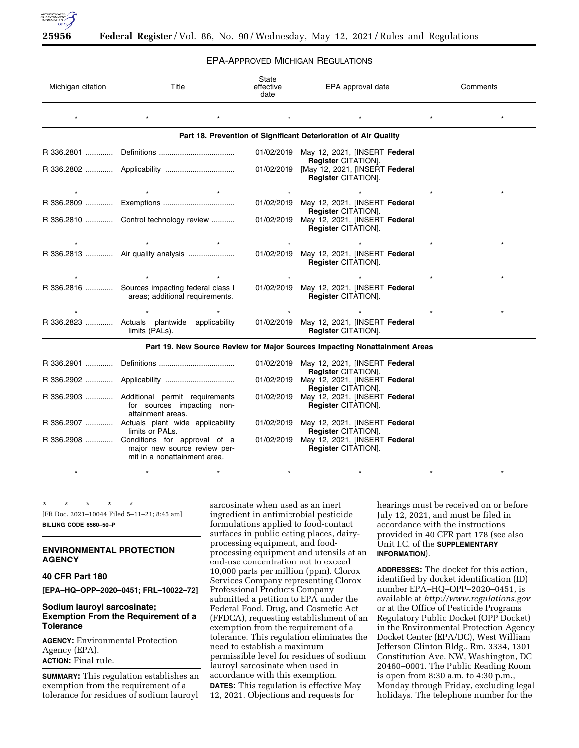EPA-APPROVED MICHIGAN REGULATIONS

| Michigan citation | Title | State effective date | EPA approval date | Comments |
|---|---|---|---|---|
| * * * | * | * | * | * * |
| **Part 18. Prevention of Significant Deterioration of Air Quality** | | | | |
| R 336.2801 | Definitions | 01/02/2019 | May 12, 2021, [INSERT **Federal Register** CITATION]. | |
| R 336.2802 | Applicability | 01/02/2019 | [May 12, 2021, [INSERT **Federal Register** CITATION]. | |
| * * * | * | * | * | * * |
| R 336.2809 | Exemptions | 01/02/2019 | May 12, 2021, [INSERT **Federal Register** CITATION]. | |
| R 336.2810 | Control technology review | 01/02/2019 | May 12, 2021, [INSERT **Federal Register** CITATION]. | |
| * * * | * | * | * | * * |
| R 336.2813 | Air quality analysis | 01/02/2019 | May 12, 2021, [INSERT **Federal Register** CITATION]. | |
| * * * | * | * | * | * * |
| R 336.2816 | Sources impacting federal class I areas; additional requirements. | 01/02/2019 | May 12, 2021, [INSERT **Federal Register** CITATION]. | |
| * * * | * | * | * | * * |
| R 336.2823 | Actuals plantwide applicability limits (PALs). | 01/02/2019 | May 12, 2021, [INSERT **Federal Register** CITATION]. | |
| **Part 19. New Source Review for Major Sources Impacting Nonattainment Areas** | | | | |
| R 336.2901 | Definitions | 01/02/2019 | May 12, 2021, [INSERT **Federal Register** CITATION]. | |
| R 336.2902 | Applicability | 01/02/2019 | May 12, 2021, [INSERT **Federal Register** CITATION]. | |
| R 336.2903 | Additional permit requirements for sources impacting non-attainment areas. | 01/02/2019 | May 12, 2021, [INSERT **Federal Register** CITATION]. | |
| R 336.2907 | Actuals plant wide applicability limits or PALs. | 01/02/2019 | May 12, 2021, [INSERT **Federal Register** CITATION]. | |
| R 336.2908 | Conditions for approval of a major new source review permit in a nonattainment area. | 01/02/2019 | May 12, 2021, [INSERT **Federal Register** CITATION]. | |
| * * * | * | * | * | * * |

\* \* \* \* \*

[FR Doc. 2021–10044 Filed 5–11–21; 8:45 am]

**BILLING CODE 6560–50–P**

---

## ENVIRONMENTAL PROTECTION AGENCY

### 40 CFR Part 180

**[EPA–HQ–OPP–2020–0451; FRL–10022–72]**

### Sodium lauroyl sarcosinate; Exemption From the Requirement of a Tolerance

**AGENCY:** Environmental Protection Agency (EPA).

**ACTION:** Final rule.

**SUMMARY:** This regulation establishes an exemption from the requirement of a tolerance for residues of sodium lauroyl sarcosinate when used as an inert ingredient in antimicrobial pesticide formulations applied to food-contact surfaces in public eating places, dairy-processing equipment, and food-processing equipment and utensils at an end-use concentration not to exceed 10,000 parts per million (ppm). Clorox Services Company representing Clorox Professional Products Company submitted a petition to EPA under the Federal Food, Drug, and Cosmetic Act (FFDCA), requesting establishment of an exemption from the requirement of a tolerance. This regulation eliminates the need to establish a maximum permissible level for residues of sodium lauroyl sarcosinate when used in accordance with this exemption.

**DATES:** This regulation is effective May 12, 2021. Objections and requests for hearings must be received on or before July 12, 2021, and must be filed in accordance with the instructions provided in 40 CFR part 178 (see also Unit I.C. of the **SUPPLEMENTARY INFORMATION**).

**ADDRESSES:** The docket for this action, identified by docket identification (ID) number EPA–HQ–OPP–2020–0451, is available at *http://www.regulations.gov* or at the Office of Pesticide Programs Regulatory Public Docket (OPP Docket) in the Environmental Protection Agency Docket Center (EPA/DC), West William Jefferson Clinton Bldg., Rm. 3334, 1301 Constitution Ave. NW, Washington, DC 20460–0001. The Public Reading Room is open from 8:30 a.m. to 4:30 p.m., Monday through Friday, excluding legal holidays. The telephone number for the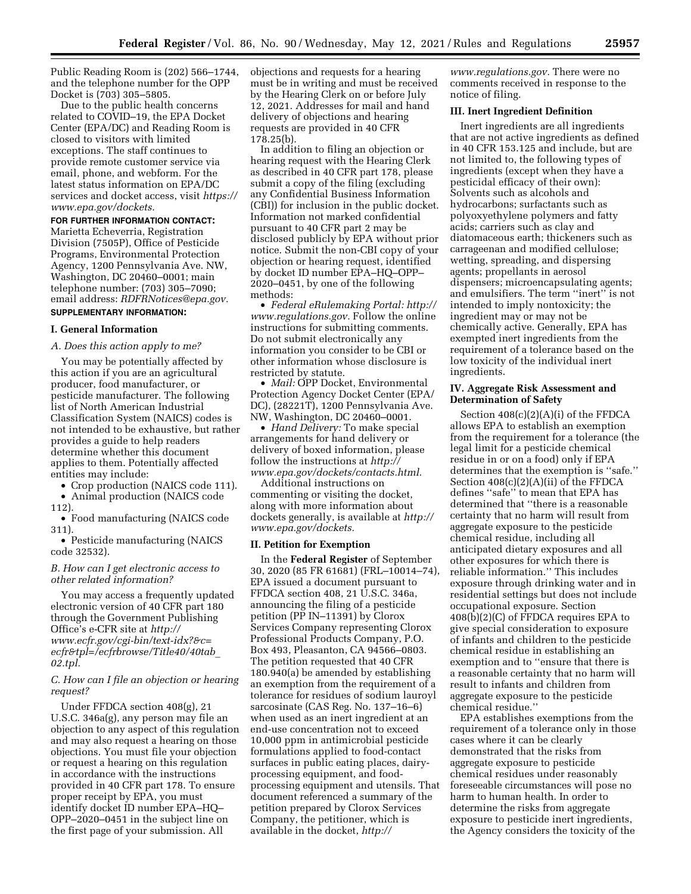Public Reading Room is (202) 566–1744, and the telephone number for the OPP Docket is (703) 305–5805.

Due to the public health concerns related to COVID–19, the EPA Docket Center (EPA/DC) and Reading Room is closed to visitors with limited exceptions. The staff continues to provide remote customer service via email, phone, and webform. For the latest status information on EPA/DC services and docket access, visit *https://www.epa.gov/dockets.*

**FOR FURTHER INFORMATION CONTACT:** Marietta Echeverria, Registration Division (7505P), Office of Pesticide Programs, Environmental Protection Agency, 1200 Pennsylvania Ave. NW, Washington, DC 20460–0001; main telephone number: (703) 305–7090; email address: *RDFRNotices@epa.gov.*

**SUPPLEMENTARY INFORMATION:**

## I. General Information

### *A. Does this action apply to me?*

You may be potentially affected by this action if you are an agricultural producer, food manufacturer, or pesticide manufacturer. The following list of North American Industrial Classification System (NAICS) codes is not intended to be exhaustive, but rather provides a guide to help readers determine whether this document applies to them. Potentially affected entities may include:

- Crop production (NAICS code 111).
- Animal production (NAICS code 112).
- Food manufacturing (NAICS code 311).
- Pesticide manufacturing (NAICS code 32532).

### *B. How can I get electronic access to other related information?*

You may access a frequently updated electronic version of 40 CFR part 180 through the Government Publishing Office's e-CFR site at *http://www.ecfr.gov/cgi-bin/text-idx?&c=ecfr&tpl=/ecfrbrowse/Title40/40tab_02.tpl.*

### *C. How can I file an objection or hearing request?*

Under FFDCA section 408(g), 21 U.S.C. 346a(g), any person may file an objection to any aspect of this regulation and may also request a hearing on those objections. You must file your objection or request a hearing on this regulation in accordance with the instructions provided in 40 CFR part 178. To ensure proper receipt by EPA, you must identify docket ID number EPA–HQ–OPP–2020–0451 in the subject line on the first page of your submission. All objections and requests for a hearing must be in writing and must be received by the Hearing Clerk on or before July 12, 2021. Addresses for mail and hand delivery of objections and hearing requests are provided in 40 CFR 178.25(b).

In addition to filing an objection or hearing request with the Hearing Clerk as described in 40 CFR part 178, please submit a copy of the filing (excluding any Confidential Business Information (CBI)) for inclusion in the public docket. Information not marked confidential pursuant to 40 CFR part 2 may be disclosed publicly by EPA without prior notice. Submit the non-CBI copy of your objection or hearing request, identified by docket ID number EPA–HQ–OPP–2020–0451, by one of the following methods:

- *Federal eRulemaking Portal: http://www.regulations.gov.* Follow the online instructions for submitting comments. Do not submit electronically any information you consider to be CBI or other information whose disclosure is restricted by statute.
- *Mail:* OPP Docket, Environmental Protection Agency Docket Center (EPA/DC), (28221T), 1200 Pennsylvania Ave. NW, Washington, DC 20460–0001.
- *Hand Delivery:* To make special arrangements for hand delivery or delivery of boxed information, please follow the instructions at *http://www.epa.gov/dockets/contacts.html.*

Additional instructions on commenting or visiting the docket, along with more information about dockets generally, is available at *http://www.epa.gov/dockets.*

## II. Petition for Exemption

In the **Federal Register** of September 30, 2020 (85 FR 61681) (FRL–10014–74), EPA issued a document pursuant to FFDCA section 408, 21 U.S.C. 346a, announcing the filing of a pesticide petition (PP IN–11391) by Clorox Services Company representing Clorox Professional Products Company, P.O. Box 493, Pleasanton, CA 94566–0803. The petition requested that 40 CFR 180.940(a) be amended by establishing an exemption from the requirement of a tolerance for residues of sodium lauroyl sarcosinate (CAS Reg. No. 137–16–6) when used as an inert ingredient at an end-use concentration not to exceed 10,000 ppm in antimicrobial pesticide formulations applied to food-contact surfaces in public eating places, dairy-processing equipment, and food-processing equipment and utensils. That document referenced a summary of the petition prepared by Clorox Services Company, the petitioner, which is available in the docket, *http://www.regulations.gov.* There were no comments received in response to the notice of filing.

## III. Inert Ingredient Definition

Inert ingredients are all ingredients that are not active ingredients as defined in 40 CFR 153.125 and include, but are not limited to, the following types of ingredients (except when they have a pesticidal efficacy of their own): Solvents such as alcohols and hydrocarbons; surfactants such as polyoxyethylene polymers and fatty acids; carriers such as clay and diatomaceous earth; thickeners such as carrageenan and modified cellulose; wetting, spreading, and dispersing agents; propellants in aerosol dispensers; microencapsulating agents; and emulsifiers. The term "inert" is not intended to imply nontoxicity; the ingredient may or may not be chemically active. Generally, EPA has exempted inert ingredients from the requirement of a tolerance based on the low toxicity of the individual inert ingredients.

## IV. Aggregate Risk Assessment and Determination of Safety

Section 408(c)(2)(A)(i) of the FFDCA allows EPA to establish an exemption from the requirement for a tolerance (the legal limit for a pesticide chemical residue in or on a food) only if EPA determines that the exemption is "safe." Section 408(c)(2)(A)(ii) of the FFDCA defines "safe" to mean that EPA has determined that "there is a reasonable certainty that no harm will result from aggregate exposure to the pesticide chemical residue, including all anticipated dietary exposures and all other exposures for which there is reliable information." This includes exposure through drinking water and in residential settings but does not include occupational exposure. Section 408(b)(2)(C) of FFDCA requires EPA to give special consideration to exposure of infants and children to the pesticide chemical residue in establishing an exemption and to "ensure that there is a reasonable certainty that no harm will result to infants and children from aggregate exposure to the pesticide chemical residue."

EPA establishes exemptions from the requirement of a tolerance only in those cases where it can be clearly demonstrated that the risks from aggregate exposure to pesticide chemical residues under reasonably foreseeable circumstances will pose no harm to human health. In order to determine the risks from aggregate exposure to pesticide inert ingredients, the Agency considers the toxicity of the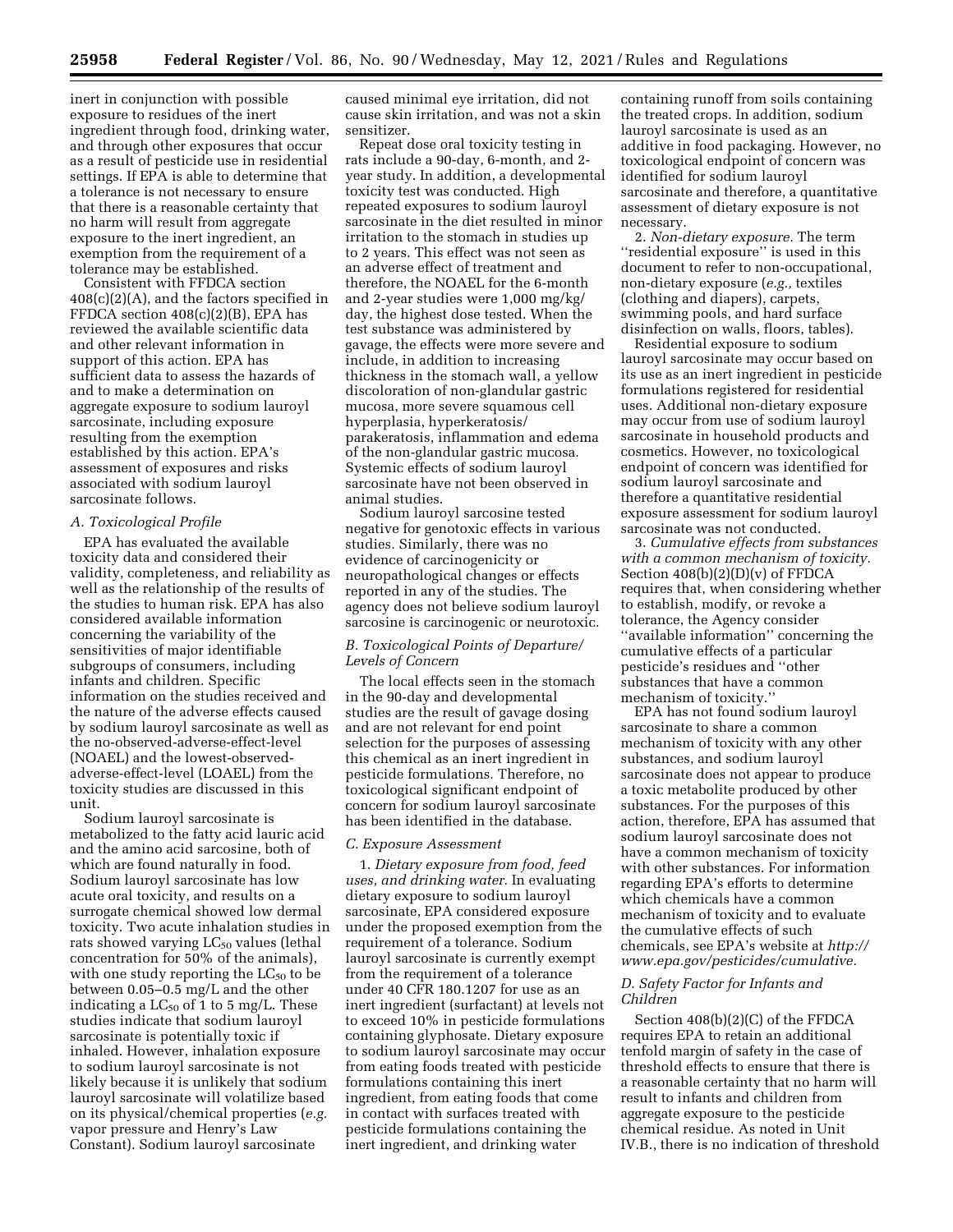inert in conjunction with possible exposure to residues of the inert ingredient through food, drinking water, and through other exposures that occur as a result of pesticide use in residential settings. If EPA is able to determine that a tolerance is not necessary to ensure that there is a reasonable certainty that no harm will result from aggregate exposure to the inert ingredient, an exemption from the requirement of a tolerance may be established.

Consistent with FFDCA section 408(c)(2)(A), and the factors specified in FFDCA section 408(c)(2)(B), EPA has reviewed the available scientific data and other relevant information in support of this action. EPA has sufficient data to assess the hazards of and to make a determination on aggregate exposure to sodium lauroyl sarcosinate, including exposure resulting from the exemption established by this action. EPA's assessment of exposures and risks associated with sodium lauroyl sarcosinate follows.

### *A. Toxicological Profile*

EPA has evaluated the available toxicity data and considered their validity, completeness, and reliability as well as the relationship of the results of the studies to human risk. EPA has also considered available information concerning the variability of the sensitivities of major identifiable subgroups of consumers, including infants and children. Specific information on the studies received and the nature of the adverse effects caused by sodium lauroyl sarcosinate as well as the no-observed-adverse-effect-level (NOAEL) and the lowest-observed-adverse-effect-level (LOAEL) from the toxicity studies are discussed in this unit.

Sodium lauroyl sarcosinate is metabolized to the fatty acid lauric acid and the amino acid sarcosine, both of which are found naturally in food. Sodium lauroyl sarcosinate has low acute oral toxicity, and results on a surrogate chemical showed low dermal toxicity. Two acute inhalation studies in rats showed varying $LC_{50}$ values (lethal concentration for 50% of the animals), with one study reporting the $LC_{50}$ to be between 0.05–0.5 mg/L and the other indicating a $LC_{50}$ of 1 to 5 mg/L. These studies indicate that sodium lauroyl sarcosinate is potentially toxic if inhaled. However, inhalation exposure to sodium lauroyl sarcosinate is not likely because it is unlikely that sodium lauroyl sarcosinate will volatilize based on its physical/chemical properties (*e.g.* vapor pressure and Henry's Law Constant). Sodium lauroyl sarcosinate caused minimal eye irritation, did not cause skin irritation, and was not a skin sensitizer.

Repeat dose oral toxicity testing in rats include a 90-day, 6-month, and 2-year study. In addition, a developmental toxicity test was conducted. High repeated exposures to sodium lauroyl sarcosinate in the diet resulted in minor irritation to the stomach in studies up to 2 years. This effect was not seen as an adverse effect of treatment and therefore, the NOAEL for the 6-month and 2-year studies were 1,000 mg/kg/day, the highest dose tested. When the test substance was administered by gavage, the effects were more severe and include, in addition to increasing thickness in the stomach wall, a yellow discoloration of non-glandular gastric mucosa, more severe squamous cell hyperplasia, hyperkeratosis/parakeratosis, inflammation and edema of the non-glandular gastric mucosa. Systemic effects of sodium lauroyl sarcosinate have not been observed in animal studies.

Sodium lauroyl sarcosine tested negative for genotoxic effects in various studies. Similarly, there was no evidence of carcinogenicity or neuropathological changes or effects reported in any of the studies. The agency does not believe sodium lauroyl sarcosine is carcinogenic or neurotoxic.

### *B. Toxicological Points of Departure/Levels of Concern*

The local effects seen in the stomach in the 90-day and developmental studies are the result of gavage dosing and are not relevant for end point selection for the purposes of assessing this chemical as an inert ingredient in pesticide formulations. Therefore, no toxicological significant endpoint of concern for sodium lauroyl sarcosinate has been identified in the database.

### *C. Exposure Assessment*

1. *Dietary exposure from food, feed uses, and drinking water.* In evaluating dietary exposure to sodium lauroyl sarcosinate, EPA considered exposure under the proposed exemption from the requirement of a tolerance. Sodium lauroyl sarcosinate is currently exempt from the requirement of a tolerance under 40 CFR 180.1207 for use as an inert ingredient (surfactant) at levels not to exceed 10% in pesticide formulations containing glyphosate. Dietary exposure to sodium lauroyl sarcosinate may occur from eating foods treated with pesticide formulations containing this inert ingredient, from eating foods that come in contact with surfaces treated with pesticide formulations containing the inert ingredient, and drinking water containing runoff from soils containing the treated crops. In addition, sodium lauroyl sarcosinate is used as an additive in food packaging. However, no toxicological endpoint of concern was identified for sodium lauroyl sarcosinate and therefore, a quantitative assessment of dietary exposure is not necessary.

2. *Non-dietary exposure.* The term ''residential exposure'' is used in this document to refer to non-occupational, non-dietary exposure (*e.g.,* textiles (clothing and diapers), carpets, swimming pools, and hard surface disinfection on walls, floors, tables).

Residential exposure to sodium lauroyl sarcosinate may occur based on its use as an inert ingredient in pesticide formulations registered for residential uses. Additional non-dietary exposure may occur from use of sodium lauroyl sarcosinate in household products and cosmetics. However, no toxicological endpoint of concern was identified for sodium lauroyl sarcosinate and therefore a quantitative residential exposure assessment for sodium lauroyl sarcosinate was not conducted.

3. *Cumulative effects from substances with a common mechanism of toxicity.* Section 408(b)(2)(D)(v) of FFDCA requires that, when considering whether to establish, modify, or revoke a tolerance, the Agency consider ''available information'' concerning the cumulative effects of a particular pesticide's residues and ''other substances that have a common mechanism of toxicity.''

EPA has not found sodium lauroyl sarcosinate to share a common mechanism of toxicity with any other substances, and sodium lauroyl sarcosinate does not appear to produce a toxic metabolite produced by other substances. For the purposes of this action, therefore, EPA has assumed that sodium lauroyl sarcosinate does not have a common mechanism of toxicity with other substances. For information regarding EPA's efforts to determine which chemicals have a common mechanism of toxicity and to evaluate the cumulative effects of such chemicals, see EPA's website at *http://www.epa.gov/pesticides/cumulative.*

### *D. Safety Factor for Infants and Children*

Section 408(b)(2)(C) of the FFDCA requires EPA to retain an additional tenfold margin of safety in the case of threshold effects to ensure that there is a reasonable certainty that no harm will result to infants and children from aggregate exposure to the pesticide chemical residue. As noted in Unit IV.B., there is no indication of threshold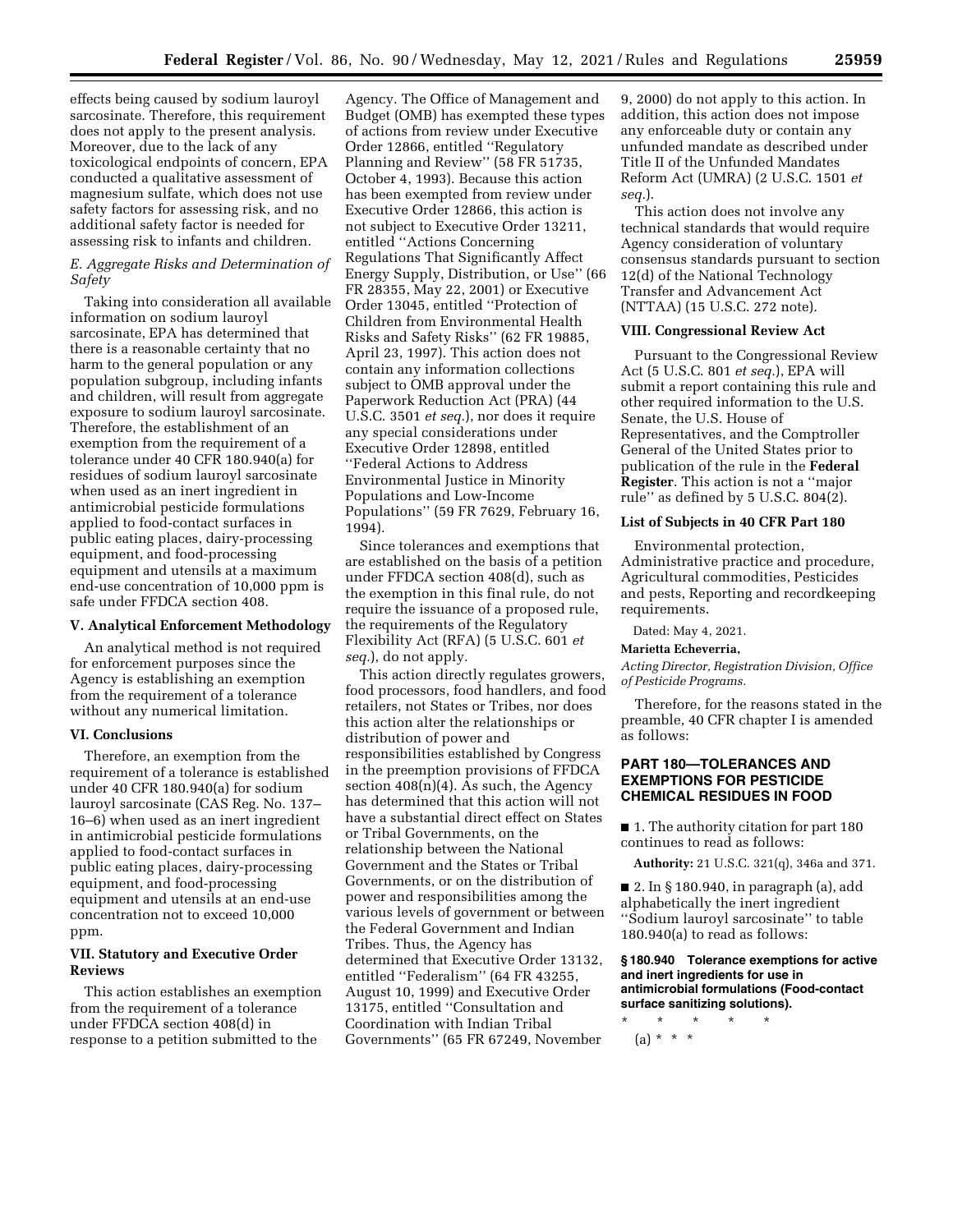effects being caused by sodium lauroyl sarcosinate. Therefore, this requirement does not apply to the present analysis. Moreover, due to the lack of any toxicological endpoints of concern, EPA conducted a qualitative assessment of magnesium sulfate, which does not use safety factors for assessing risk, and no additional safety factor is needed for assessing risk to infants and children.

### *E. Aggregate Risks and Determination of Safety*

Taking into consideration all available information on sodium lauroyl sarcosinate, EPA has determined that there is a reasonable certainty that no harm to the general population or any population subgroup, including infants and children, will result from aggregate exposure to sodium lauroyl sarcosinate. Therefore, the establishment of an exemption from the requirement of a tolerance under 40 CFR 180.940(a) for residues of sodium lauroyl sarcosinate when used as an inert ingredient in antimicrobial pesticide formulations applied to food-contact surfaces in public eating places, dairy-processing equipment, and food-processing equipment and utensils at a maximum end-use concentration of 10,000 ppm is safe under FFDCA section 408.

## V. Analytical Enforcement Methodology

An analytical method is not required for enforcement purposes since the Agency is establishing an exemption from the requirement of a tolerance without any numerical limitation.

## VI. Conclusions

Therefore, an exemption from the requirement of a tolerance is established under 40 CFR 180.940(a) for sodium lauroyl sarcosinate (CAS Reg. No. 137–16–6) when used as an inert ingredient in antimicrobial pesticide formulations applied to food-contact surfaces in public eating places, dairy-processing equipment, and food-processing equipment and utensils at an end-use concentration not to exceed 10,000 ppm.

## VII. Statutory and Executive Order Reviews

This action establishes an exemption from the requirement of a tolerance under FFDCA section 408(d) in response to a petition submitted to the Agency. The Office of Management and Budget (OMB) has exempted these types of actions from review under Executive Order 12866, entitled ''Regulatory Planning and Review'' (58 FR 51735, October 4, 1993). Because this action has been exempted from review under Executive Order 12866, this action is not subject to Executive Order 13211, entitled ''Actions Concerning Regulations That Significantly Affect Energy Supply, Distribution, or Use'' (66 FR 28355, May 22, 2001) or Executive Order 13045, entitled ''Protection of Children from Environmental Health Risks and Safety Risks'' (62 FR 19885, April 23, 1997). This action does not contain any information collections subject to OMB approval under the Paperwork Reduction Act (PRA) (44 U.S.C. 3501 *et seq.*), nor does it require any special considerations under Executive Order 12898, entitled ''Federal Actions to Address Environmental Justice in Minority Populations and Low-Income Populations'' (59 FR 7629, February 16, 1994).

Since tolerances and exemptions that are established on the basis of a petition under FFDCA section 408(d), such as the exemption in this final rule, do not require the issuance of a proposed rule, the requirements of the Regulatory Flexibility Act (RFA) (5 U.S.C. 601 *et seq.*), do not apply.

This action directly regulates growers, food processors, food handlers, and food retailers, not States or Tribes, nor does this action alter the relationships or distribution of power and responsibilities established by Congress in the preemption provisions of FFDCA section 408(n)(4). As such, the Agency has determined that this action will not have a substantial direct effect on States or Tribal Governments, on the relationship between the National Government and the States or Tribal Governments, or on the distribution of power and responsibilities among the various levels of government or between the Federal Government and Indian Tribes. Thus, the Agency has determined that Executive Order 13132, entitled ''Federalism'' (64 FR 43255, August 10, 1999) and Executive Order 13175, entitled ''Consultation and Coordination with Indian Tribal Governments'' (65 FR 67249, November 9, 2000) do not apply to this action. In addition, this action does not impose any enforceable duty or contain any unfunded mandate as described under Title II of the Unfunded Mandates Reform Act (UMRA) (2 U.S.C. 1501 *et seq.*).

This action does not involve any technical standards that would require Agency consideration of voluntary consensus standards pursuant to section 12(d) of the National Technology Transfer and Advancement Act (NTTAA) (15 U.S.C. 272 note).

## VIII. Congressional Review Act

Pursuant to the Congressional Review Act (5 U.S.C. 801 *et seq.*), EPA will submit a report containing this rule and other required information to the U.S. Senate, the U.S. House of Representatives, and the Comptroller General of the United States prior to publication of the rule in the **Federal Register**. This action is not a ''major rule'' as defined by 5 U.S.C. 804(2).

## List of Subjects in 40 CFR Part 180

Environmental protection, Administrative practice and procedure, Agricultural commodities, Pesticides and pests, Reporting and recordkeeping requirements.

Dated: May 4, 2021.

**Marietta Echeverria,**

*Acting Director, Registration Division, Office of Pesticide Programs.*

Therefore, for the reasons stated in the preamble, 40 CFR chapter I is amended as follows:

## PART 180—TOLERANCES AND EXEMPTIONS FOR PESTICIDE CHEMICAL RESIDUES IN FOOD

■ 1. The authority citation for part 180 continues to read as follows:

**Authority:** 21 U.S.C. 321(q), 346a and 371.

■ 2. In § 180.940, in paragraph (a), add alphabetically the inert ingredient ''Sodium lauroyl sarcosinate'' to table 180.940(a) to read as follows:

**§ 180.940 Tolerance exemptions for active and inert ingredients for use in antimicrobial formulations (Food-contact surface sanitizing solutions).**

\* \* \* \* \*

(a) \* \* \*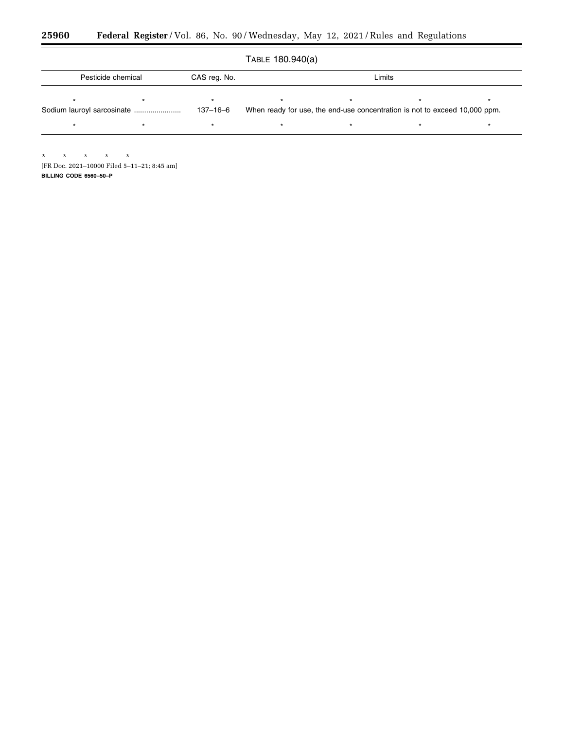TABLE 180.940(a)

| Pesticide chemical | CAS reg. No. | Limits |
|---|---|---|
| * * | * | * * * * |
| Sodium lauroyl sarcosinate ....................... | 137–16–6 | When ready for use, the end-use concentration is not to exceed 10,000 ppm. |
| * * | * | * * * * |

\* \* \* \* \*

[FR Doc. 2021–10000 Filed 5–11–21; 8:45 am]

**BILLING CODE 6560–50–P**